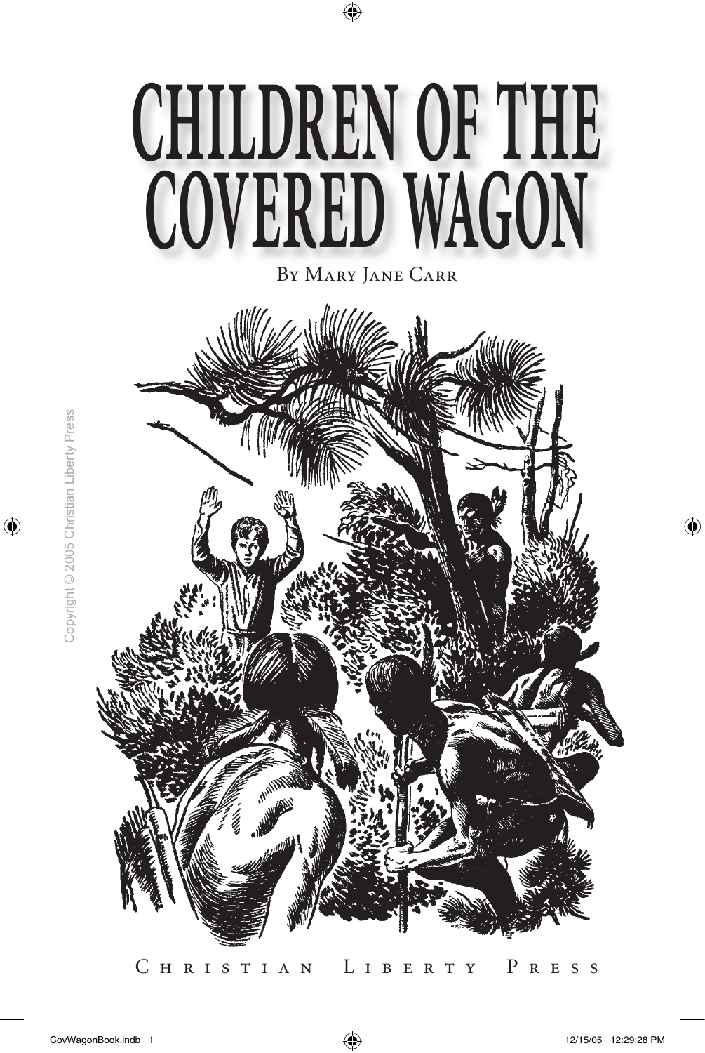# CHILDREN OF THE COVERED WAGON

By Mary Jane Carr

Copyright © 2005 Christian Liberty Press

Christian Liberty Press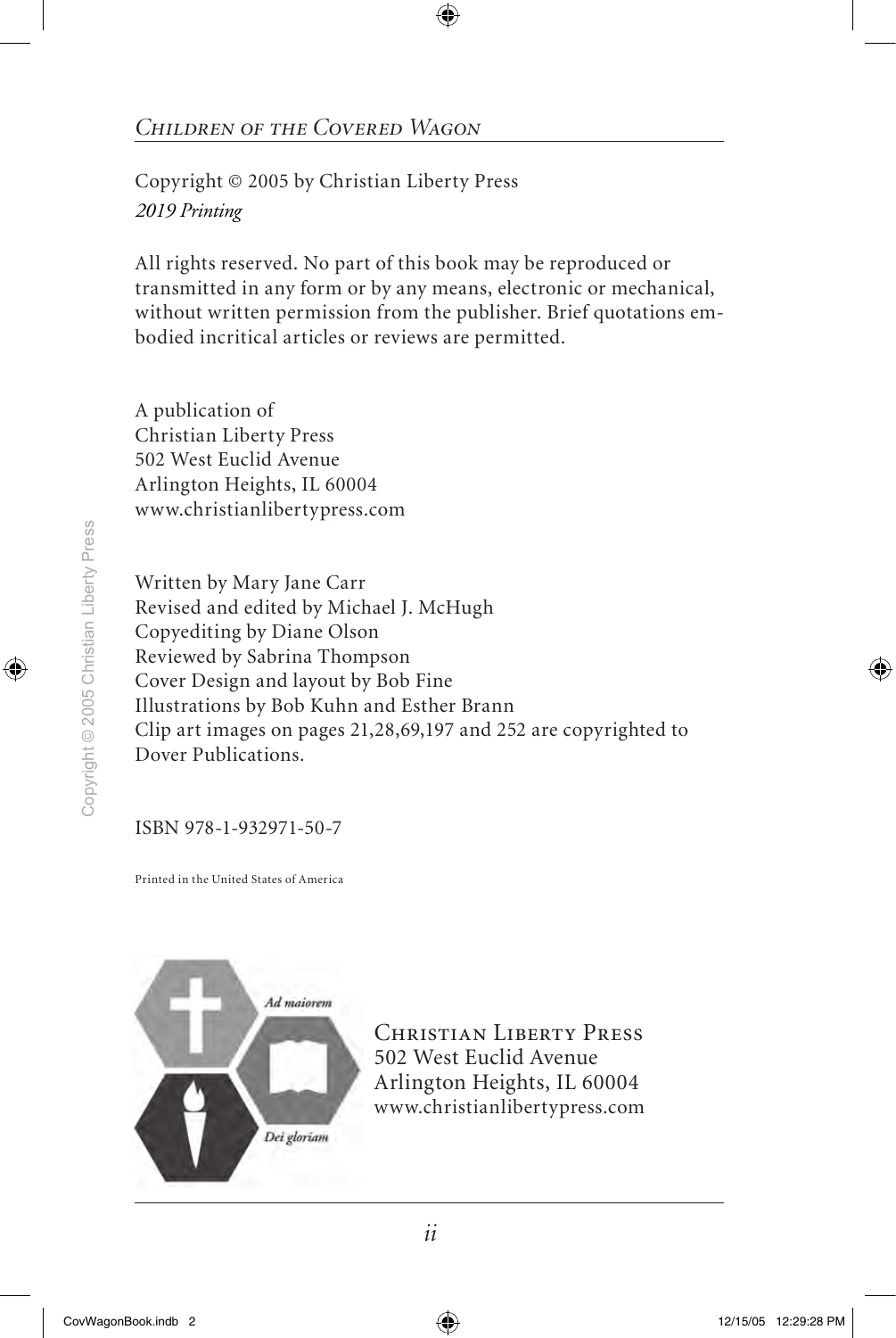*Children of the Covered Wagon*

Copyright © 2005 by Christian Liberty Press
*2019 Printing*

All rights reserved. No part of this book may be reproduced or transmitted in any form or by any means, electronic or mechanical, without written permission from the publisher. Brief quotations embodied incritical articles or reviews are permitted.

A publication of
Christian Liberty Press
502 West Euclid Avenue
Arlington Heights, IL 60004
www.christianlibertypress.com

Written by Mary Jane Carr
Revised and edited by Michael J. McHugh
Copyediting by Diane Olson
Reviewed by Sabrina Thompson
Cover Design and layout by Bob Fine
Illustrations by Bob Kuhn and Esther Brann
Clip art images on pages 21,28,69,197 and 252 are copyrighted to Dover Publications.

ISBN 978-1-932971-50-7

Printed in the United States of America

Ad maiorem Dei gloriam

Christian Liberty Press
502 West Euclid Avenue
Arlington Heights, IL 60004
www.christianlibertypress.com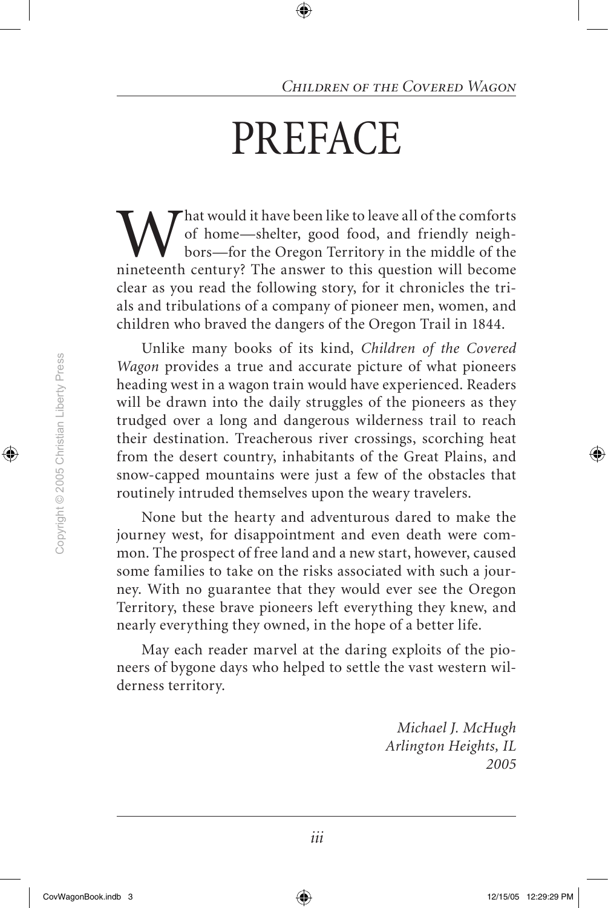# PREFACE

What would it have been like to leave all of the comforts of home—shelter, good food, and friendly neighbors—for the Oregon Territory in the middle of the nineteenth century? The answer to this question will become clear as you read the following story, for it chronicles the trials and tribulations of a company of pioneer men, women, and children who braved the dangers of the Oregon Trail in 1844.

Unlike many books of its kind, *Children of the Covered Wagon* provides a true and accurate picture of what pioneers heading west in a wagon train would have experienced. Readers will be drawn into the daily struggles of the pioneers as they trudged over a long and dangerous wilderness trail to reach their destination. Treacherous river crossings, scorching heat from the desert country, inhabitants of the Great Plains, and snow-capped mountains were just a few of the obstacles that routinely intruded themselves upon the weary travelers.

None but the hearty and adventurous dared to make the journey west, for disappointment and even death were common. The prospect of free land and a new start, however, caused some families to take on the risks associated with such a journey. With no guarantee that they would ever see the Oregon Territory, these brave pioneers left everything they knew, and nearly everything they owned, in the hope of a better life.

May each reader marvel at the daring exploits of the pioneers of bygone days who helped to settle the vast western wilderness territory.

*Michael J. McHugh*
*Arlington Heights, IL*
*2005*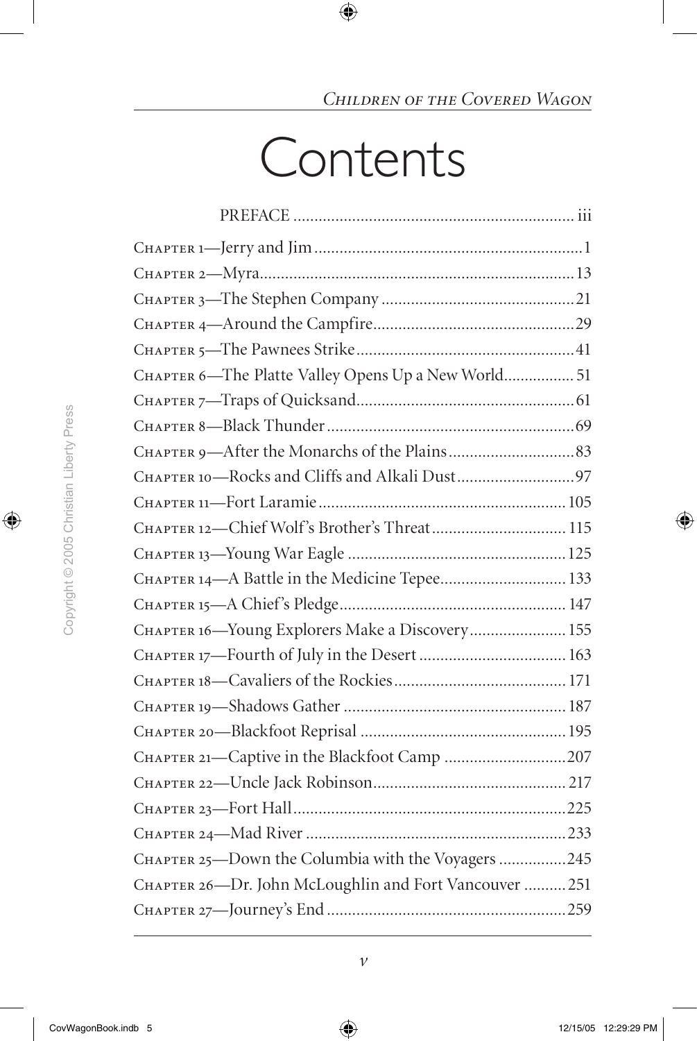# Contents

PREFACE .................................................................. iii

Chapter 1—Jerry and Jim ............................................................... 1
Chapter 2—Myra .......................................................................... 13
Chapter 3—The Stephen Company ............................................. 21
Chapter 4—Around the Campfire ................................................ 29
Chapter 5—The Pawnees Strike .................................................... 41
Chapter 6—The Platte Valley Opens Up a New World ................. 51
Chapter 7—Traps of Quicksand .................................................... 61
Chapter 8—Black Thunder ........................................................... 69
Chapter 9—After the Monarchs of the Plains .............................. 83
Chapter 10—Rocks and Cliffs and Alkali Dust ............................ 97
Chapter 11—Fort Laramie .......................................................... 105
Chapter 12—Chief Wolf's Brother's Threat ................................ 115
Chapter 13—Young War Eagle ................................................... 125
Chapter 14—A Battle in the Medicine Tepee ............................. 133
Chapter 15—A Chief's Pledge ..................................................... 147
Chapter 16—Young Explorers Make a Discovery ....................... 155
Chapter 17—Fourth of July in the Desert ................................... 163
Chapter 18—Cavaliers of the Rockies ........................................ 171
Chapter 19—Shadows Gather ..................................................... 187
Chapter 20—Blackfoot Reprisal ................................................. 195
Chapter 21—Captive in the Blackfoot Camp ............................. 207
Chapter 22—Uncle Jack Robinson .............................................. 217
Chapter 23—Fort Hall ................................................................. 225
Chapter 24—Mad River .............................................................. 233
Chapter 25—Down the Columbia with the Voyagers ................. 245
Chapter 26—Dr. John McLoughlin and Fort Vancouver ........... 251
Chapter 27—Journey's End ......................................................... 259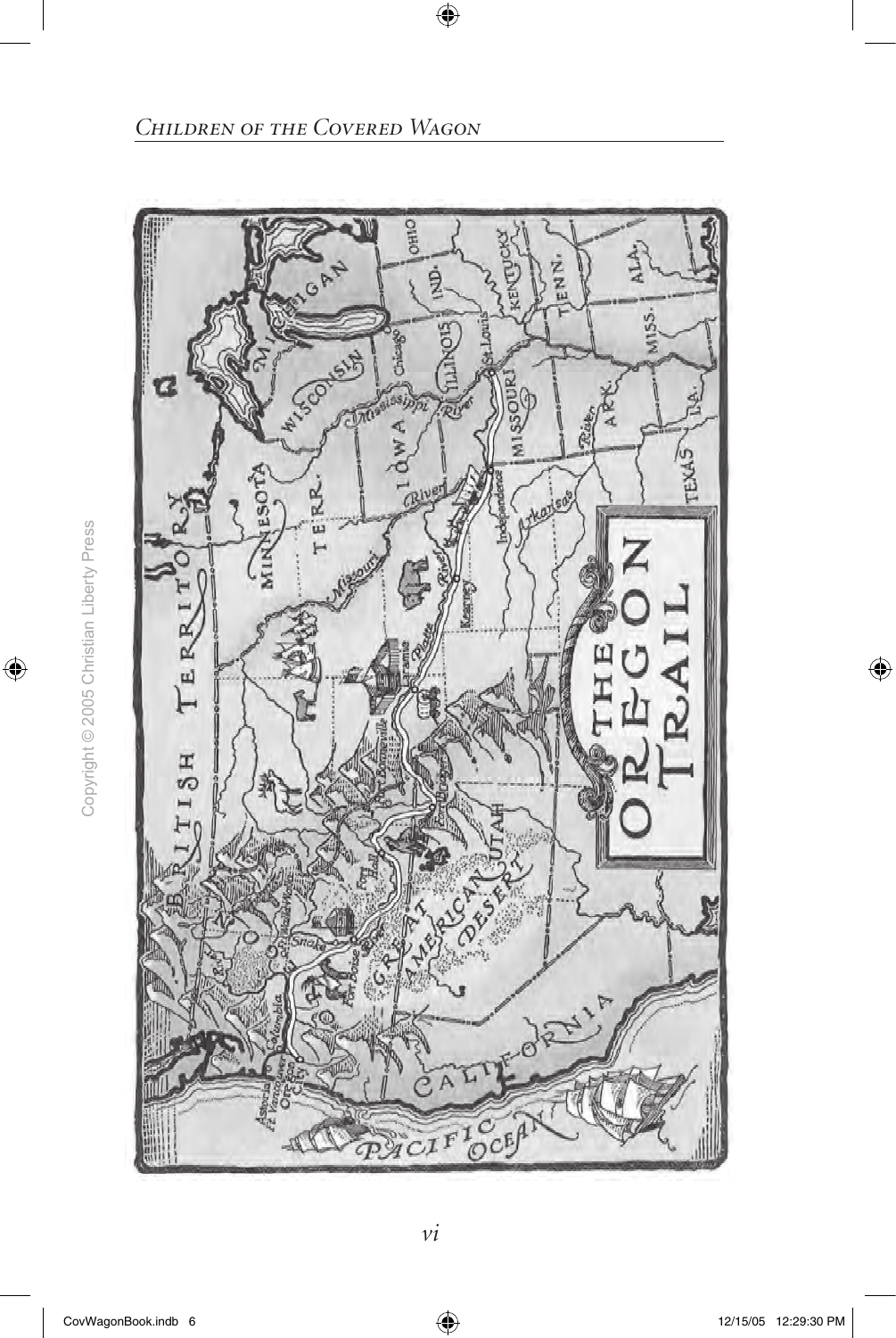# The Oregon Trail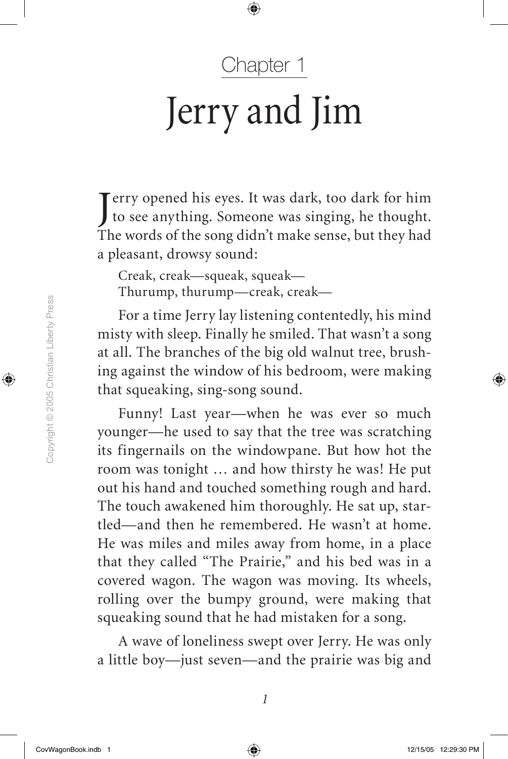# Chapter 1

# Jerry and Jim

Jerry opened his eyes. It was dark, too dark for him to see anything. Someone was singing, he thought. The words of the song didn't make sense, but they had a pleasant, drowsy sound:

> Creak, creak—squeak, squeak—
> Thurump, thurump—creak, creak—

For a time Jerry lay listening contentedly, his mind misty with sleep. Finally he smiled. That wasn't a song at all. The branches of the big old walnut tree, brushing against the window of his bedroom, were making that squeaking, sing-song sound.

Funny! Last year—when he was ever so much younger—he used to say that the tree was scratching its fingernails on the windowpane. But how hot the room was tonight … and how thirsty he was! He put out his hand and touched something rough and hard. The touch awakened him thoroughly. He sat up, startled—and then he remembered. He wasn't at home. He was miles and miles away from home, in a place that they called "The Prairie," and his bed was in a covered wagon. The wagon was moving. Its wheels, rolling over the bumpy ground, were making that squeaking sound that he had mistaken for a song.

A wave of loneliness swept over Jerry. He was only a little boy—just seven—and the prairie was big and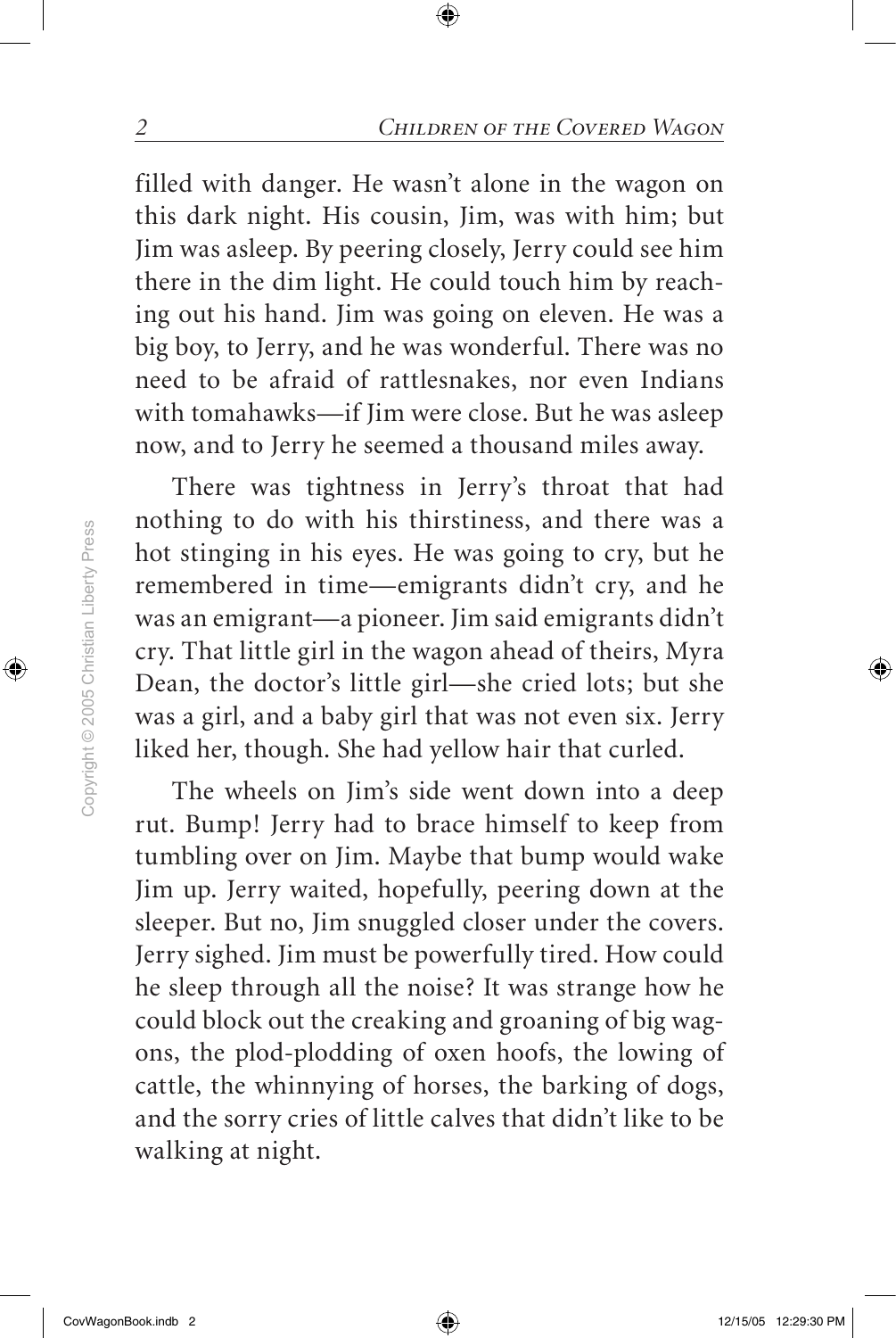filled with danger. He wasn't alone in the wagon on this dark night. His cousin, Jim, was with him; but Jim was asleep. By peering closely, Jerry could see him there in the dim light. He could touch him by reaching out his hand. Jim was going on eleven. He was a big boy, to Jerry, and he was wonderful. There was no need to be afraid of rattlesnakes, nor even Indians with tomahawks—if Jim were close. But he was asleep now, and to Jerry he seemed a thousand miles away.

There was tightness in Jerry's throat that had nothing to do with his thirstiness, and there was a hot stinging in his eyes. He was going to cry, but he remembered in time—emigrants didn't cry, and he was an emigrant—a pioneer. Jim said emigrants didn't cry. That little girl in the wagon ahead of theirs, Myra Dean, the doctor's little girl—she cried lots; but she was a girl, and a baby girl that was not even six. Jerry liked her, though. She had yellow hair that curled.

The wheels on Jim's side went down into a deep rut. Bump! Jerry had to brace himself to keep from tumbling over on Jim. Maybe that bump would wake Jim up. Jerry waited, hopefully, peering down at the sleeper. But no, Jim snuggled closer under the covers. Jerry sighed. Jim must be powerfully tired. How could he sleep through all the noise? It was strange how he could block out the creaking and groaning of big wagons, the plod-plodding of oxen hoofs, the lowing of cattle, the whinnying of horses, the barking of dogs, and the sorry cries of little calves that didn't like to be walking at night.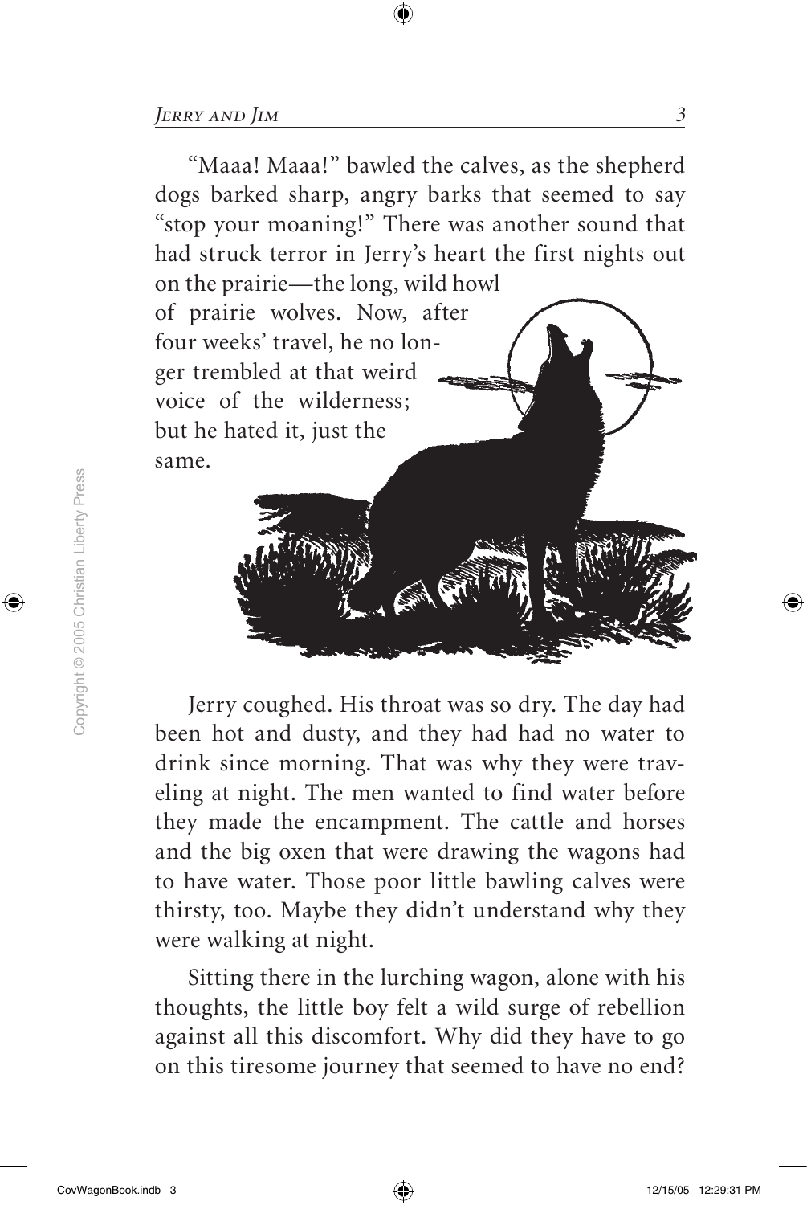"Maaa! Maaa!" bawled the calves, as the shepherd dogs barked sharp, angry barks that seemed to say "stop your moaning!" There was another sound that had struck terror in Jerry's heart the first nights out on the prairie—the long, wild howl of prairie wolves. Now, after four weeks' travel, he no longer trembled at that weird voice of the wilderness; but he hated it, just the same.

Jerry coughed. His throat was so dry. The day had been hot and dusty, and they had had no water to drink since morning. That was why they were traveling at night. The men wanted to find water before they made the encampment. The cattle and horses and the big oxen that were drawing the wagons had to have water. Those poor little bawling calves were thirsty, too. Maybe they didn't understand why they were walking at night.

Sitting there in the lurching wagon, alone with his thoughts, the little boy felt a wild surge of rebellion against all this discomfort. Why did they have to go on this tiresome journey that seemed to have no end?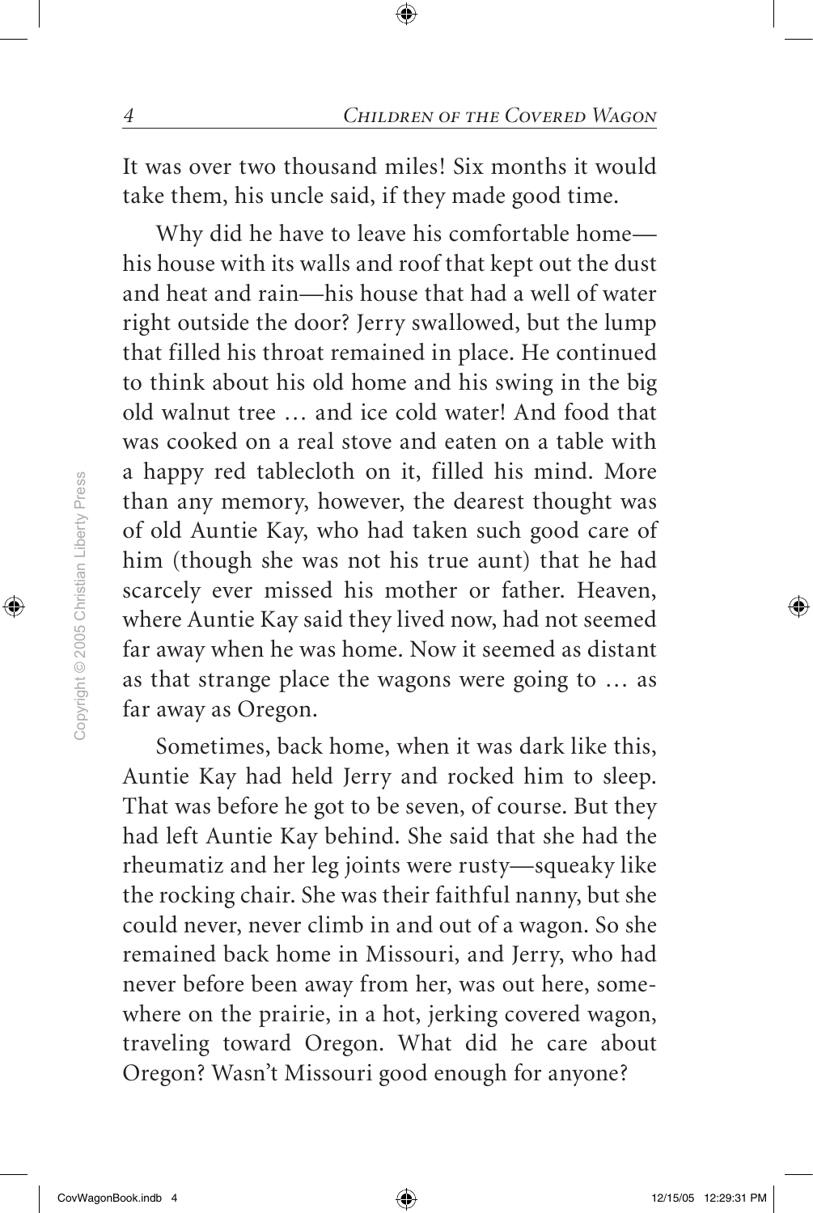It was over two thousand miles! Six months it would take them, his uncle said, if they made good time.

Why did he have to leave his comfortable home—his house with its walls and roof that kept out the dust and heat and rain—his house that had a well of water right outside the door? Jerry swallowed, but the lump that filled his throat remained in place. He continued to think about his old home and his swing in the big old walnut tree … and ice cold water! And food that was cooked on a real stove and eaten on a table with a happy red tablecloth on it, filled his mind. More than any memory, however, the dearest thought was of old Auntie Kay, who had taken such good care of him (though she was not his true aunt) that he had scarcely ever missed his mother or father. Heaven, where Auntie Kay said they lived now, had not seemed far away when he was home. Now it seemed as distant as that strange place the wagons were going to … as far away as Oregon.

Sometimes, back home, when it was dark like this, Auntie Kay had held Jerry and rocked him to sleep. That was before he got to be seven, of course. But they had left Auntie Kay behind. She said that she had the rheumatiz and her leg joints were rusty—squeaky like the rocking chair. She was their faithful nanny, but she could never, never climb in and out of a wagon. So she remained back home in Missouri, and Jerry, who had never before been away from her, was out here, somewhere on the prairie, in a hot, jerking covered wagon, traveling toward Oregon. What did he care about Oregon? Wasn't Missouri good enough for anyone?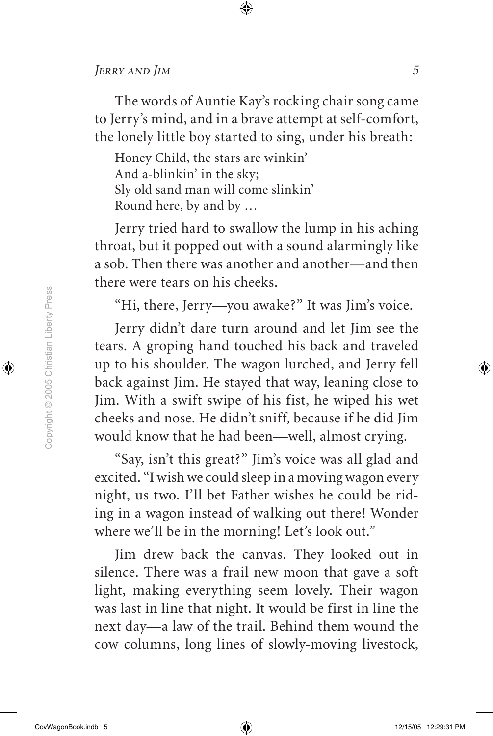The words of Auntie Kay's rocking chair song came to Jerry's mind, and in a brave attempt at self-comfort, the lonely little boy started to sing, under his breath:

Honey Child, the stars are winkin'
And a-blinkin' in the sky;
Sly old sand man will come slinkin'
Round here, by and by …

Jerry tried hard to swallow the lump in his aching throat, but it popped out with a sound alarmingly like a sob. Then there was another and another—and then there were tears on his cheeks.

"Hi, there, Jerry—you awake?" It was Jim's voice.

Jerry didn't dare turn around and let Jim see the tears. A groping hand touched his back and traveled up to his shoulder. The wagon lurched, and Jerry fell back against Jim. He stayed that way, leaning close to Jim. With a swift swipe of his fist, he wiped his wet cheeks and nose. He didn't sniff, because if he did Jim would know that he had been—well, almost crying.

"Say, isn't this great?" Jim's voice was all glad and excited. "I wish we could sleep in a moving wagon every night, us two. I'll bet Father wishes he could be riding in a wagon instead of walking out there! Wonder where we'll be in the morning! Let's look out."

Jim drew back the canvas. They looked out in silence. There was a frail new moon that gave a soft light, making everything seem lovely. Their wagon was last in line that night. It would be first in line the next day—a law of the trail. Behind them wound the cow columns, long lines of slowly-moving livestock,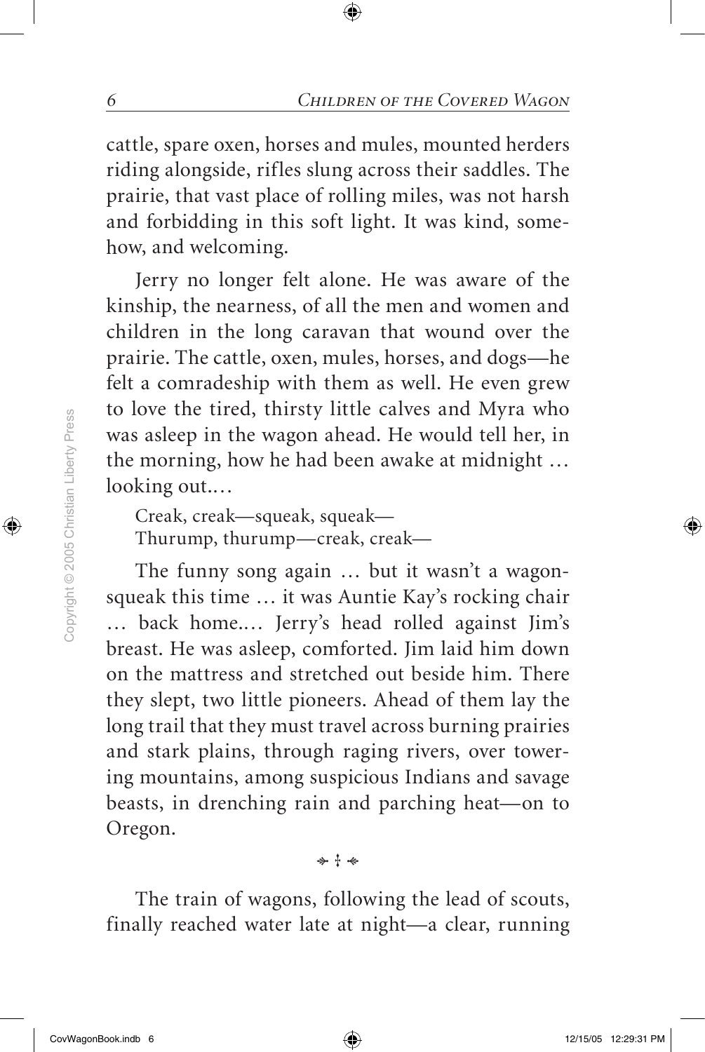cattle, spare oxen, horses and mules, mounted herders riding alongside, rifles slung across their saddles. The prairie, that vast place of rolling miles, was not harsh and forbidding in this soft light. It was kind, somehow, and welcoming.

Jerry no longer felt alone. He was aware of the kinship, the nearness, of all the men and women and children in the long caravan that wound over the prairie. The cattle, oxen, mules, horses, and dogs—he felt a comradeship with them as well. He even grew to love the tired, thirsty little calves and Myra who was asleep in the wagon ahead. He would tell her, in the morning, how he had been awake at midnight … looking out.…

Creak, creak—squeak, squeak—
Thurump, thurump—creak, creak—

The funny song again … but it wasn't a wagon-squeak this time … it was Auntie Kay's rocking chair … back home.… Jerry's head rolled against Jim's breast. He was asleep, comforted. Jim laid him down on the mattress and stretched out beside him. There they slept, two little pioneers. Ahead of them lay the long trail that they must travel across burning prairies and stark plains, through raging rivers, over towering mountains, among suspicious Indians and savage beasts, in drenching rain and parching heat—on to Oregon.

⁂

The train of wagons, following the lead of scouts, finally reached water late at night—a clear, running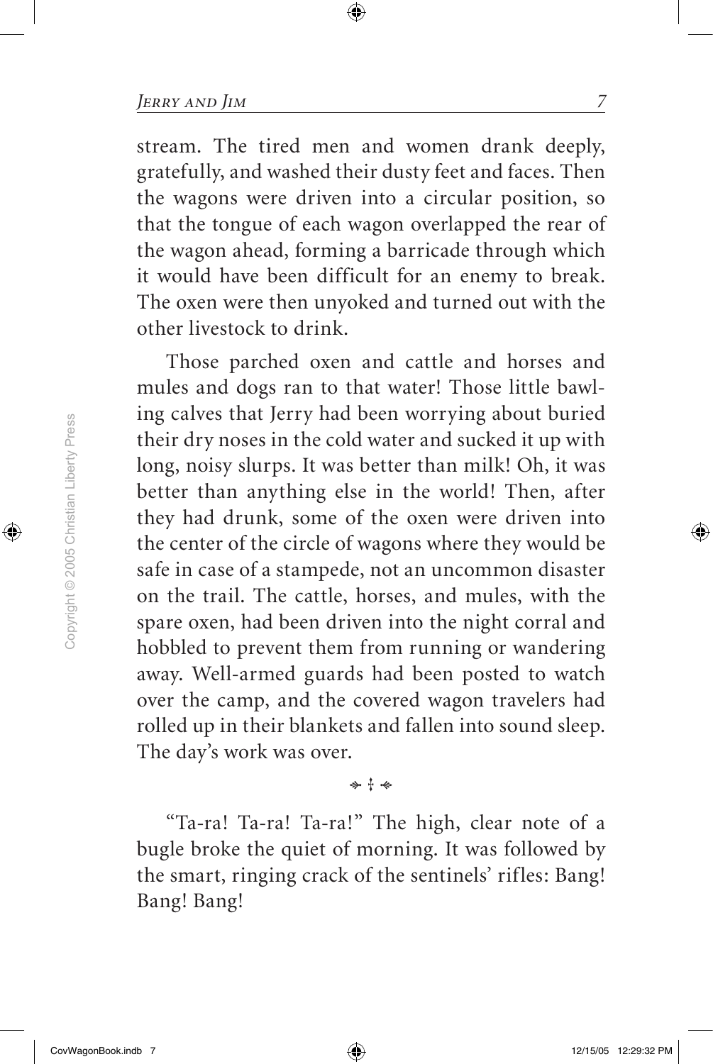stream. The tired men and women drank deeply, gratefully, and washed their dusty feet and faces. Then the wagons were driven into a circular position, so that the tongue of each wagon overlapped the rear of the wagon ahead, forming a barricade through which it would have been difficult for an enemy to break. The oxen were then unyoked and turned out with the other livestock to drink.

Those parched oxen and cattle and horses and mules and dogs ran to that water! Those little bawling calves that Jerry had been worrying about buried their dry noses in the cold water and sucked it up with long, noisy slurps. It was better than milk! Oh, it was better than anything else in the world! Then, after they had drunk, some of the oxen were driven into the center of the circle of wagons where they would be safe in case of a stampede, not an uncommon disaster on the trail. The cattle, horses, and mules, with the spare oxen, had been driven into the night corral and hobbled to prevent them from running or wandering away. Well-armed guards had been posted to watch over the camp, and the covered wagon travelers had rolled up in their blankets and fallen into sound sleep. The day's work was over.

⇻ ‡ ⇺

"Ta-ra! Ta-ra! Ta-ra!" The high, clear note of a bugle broke the quiet of morning. It was followed by the smart, ringing crack of the sentinels' rifles: Bang! Bang! Bang!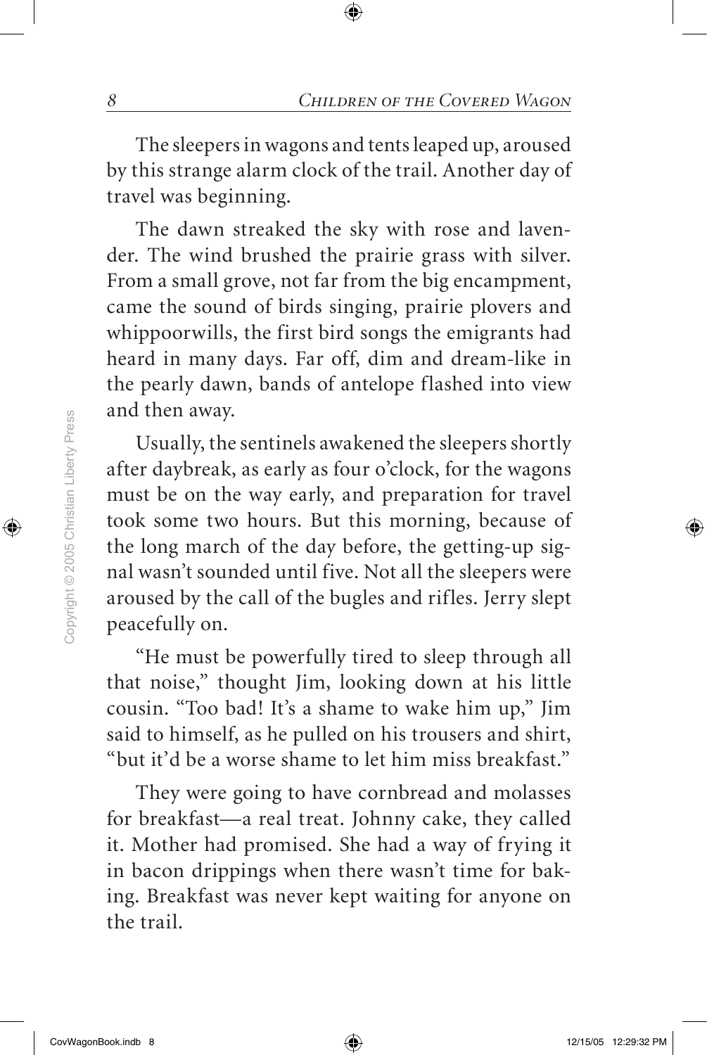The sleepers in wagons and tents leaped up, aroused by this strange alarm clock of the trail. Another day of travel was beginning.

The dawn streaked the sky with rose and lavender. The wind brushed the prairie grass with silver. From a small grove, not far from the big encampment, came the sound of birds singing, prairie plovers and whippoorwills, the first bird songs the emigrants had heard in many days. Far off, dim and dream-like in the pearly dawn, bands of antelope flashed into view and then away.

Usually, the sentinels awakened the sleepers shortly after daybreak, as early as four o'clock, for the wagons must be on the way early, and preparation for travel took some two hours. But this morning, because of the long march of the day before, the getting-up signal wasn't sounded until five. Not all the sleepers were aroused by the call of the bugles and rifles. Jerry slept peacefully on.

"He must be powerfully tired to sleep through all that noise," thought Jim, looking down at his little cousin. "Too bad! It's a shame to wake him up," Jim said to himself, as he pulled on his trousers and shirt, "but it'd be a worse shame to let him miss breakfast."

They were going to have cornbread and molasses for breakfast—a real treat. Johnny cake, they called it. Mother had promised. She had a way of frying it in bacon drippings when there wasn't time for baking. Breakfast was never kept waiting for anyone on the trail.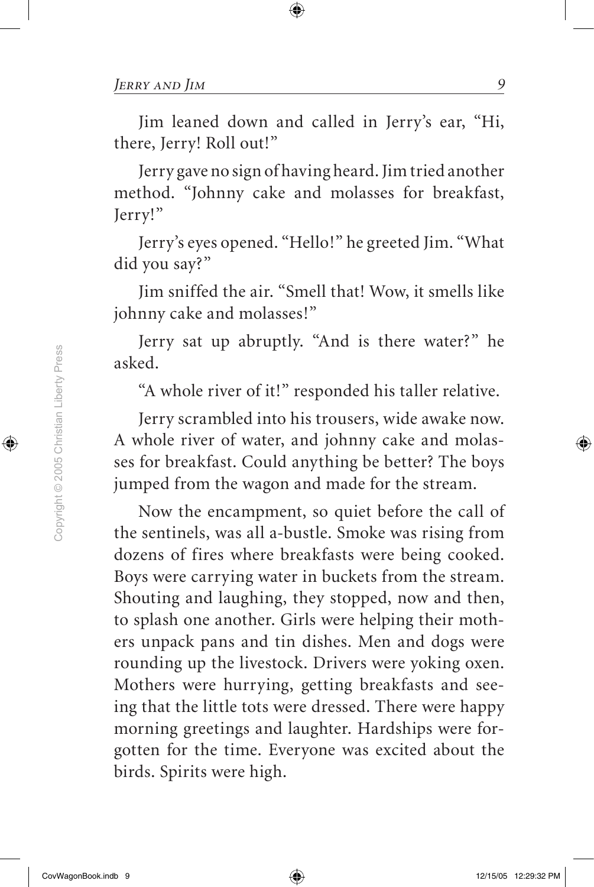Jim leaned down and called in Jerry's ear, "Hi, there, Jerry! Roll out!"

Jerry gave no sign of having heard. Jim tried another method. "Johnny cake and molasses for breakfast, Jerry!"

Jerry's eyes opened. "Hello!" he greeted Jim. "What did you say?"

Jim sniffed the air. "Smell that! Wow, it smells like johnny cake and molasses!"

Jerry sat up abruptly. "And is there water?" he asked.

"A whole river of it!" responded his taller relative.

Jerry scrambled into his trousers, wide awake now. A whole river of water, and johnny cake and molasses for breakfast. Could anything be better? The boys jumped from the wagon and made for the stream.

Now the encampment, so quiet before the call of the sentinels, was all a-bustle. Smoke was rising from dozens of fires where breakfasts were being cooked. Boys were carrying water in buckets from the stream. Shouting and laughing, they stopped, now and then, to splash one another. Girls were helping their mothers unpack pans and tin dishes. Men and dogs were rounding up the livestock. Drivers were yoking oxen. Mothers were hurrying, getting breakfasts and seeing that the little tots were dressed. There were happy morning greetings and laughter. Hardships were forgotten for the time. Everyone was excited about the birds. Spirits were high.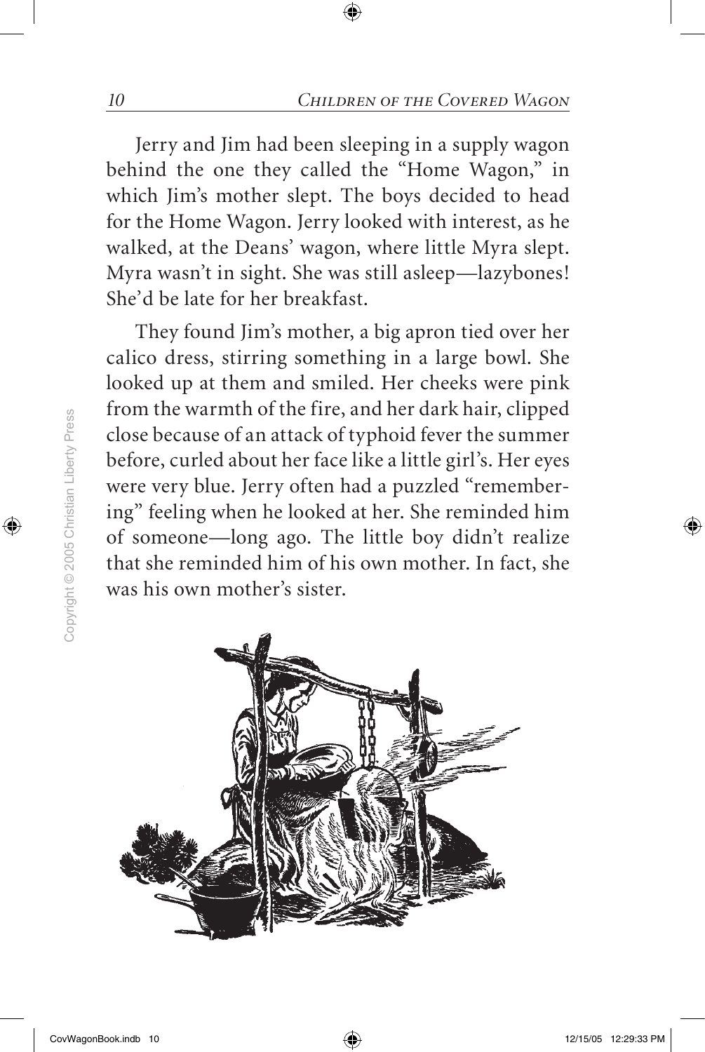Jerry and Jim had been sleeping in a supply wagon behind the one they called the "Home Wagon," in which Jim's mother slept. The boys decided to head for the Home Wagon. Jerry looked with interest, as he walked, at the Deans' wagon, where little Myra slept. Myra wasn't in sight. She was still asleep—lazybones! She'd be late for her breakfast.

They found Jim's mother, a big apron tied over her calico dress, stirring something in a large bowl. She looked up at them and smiled. Her cheeks were pink from the warmth of the fire, and her dark hair, clipped close because of an attack of typhoid fever the summer before, curled about her face like a little girl's. Her eyes were very blue. Jerry often had a puzzled "remembering" feeling when he looked at her. She reminded him of someone—long ago. The little boy didn't realize that she reminded him of his own mother. In fact, she was his own mother's sister.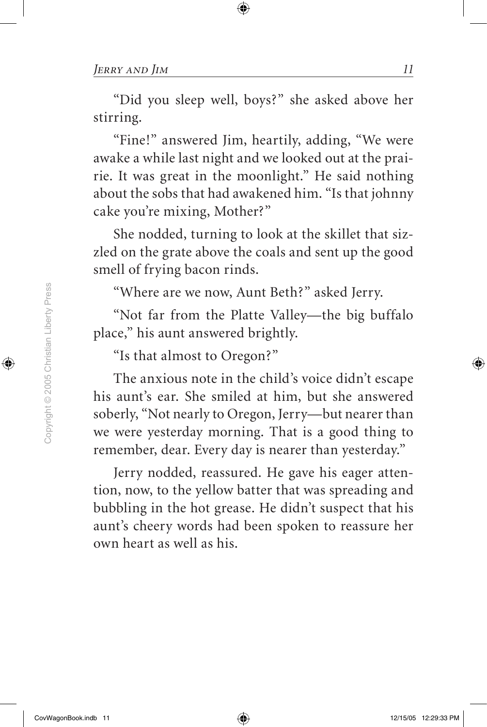"Did you sleep well, boys?" she asked above her stirring.

"Fine!" answered Jim, heartily, adding, "We were awake a while last night and we looked out at the prairie. It was great in the moonlight." He said nothing about the sobs that had awakened him. "Is that johnny cake you're mixing, Mother?"

She nodded, turning to look at the skillet that sizzled on the grate above the coals and sent up the good smell of frying bacon rinds.

"Where are we now, Aunt Beth?" asked Jerry.

"Not far from the Platte Valley—the big buffalo place," his aunt answered brightly.

"Is that almost to Oregon?"

The anxious note in the child's voice didn't escape his aunt's ear. She smiled at him, but she answered soberly, "Not nearly to Oregon, Jerry—but nearer than we were yesterday morning. That is a good thing to remember, dear. Every day is nearer than yesterday."

Jerry nodded, reassured. He gave his eager attention, now, to the yellow batter that was spreading and bubbling in the hot grease. He didn't suspect that his aunt's cheery words had been spoken to reassure her own heart as well as his.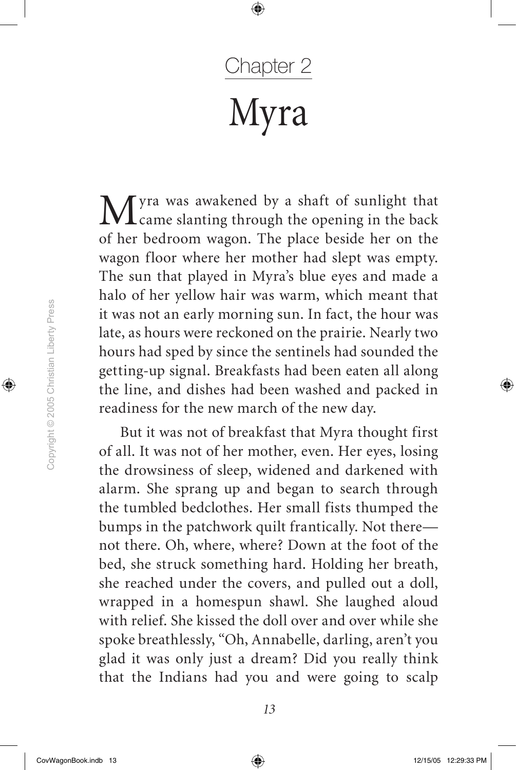## Chapter 2

# Myra

Myra was awakened by a shaft of sunlight that came slanting through the opening in the back of her bedroom wagon. The place beside her on the wagon floor where her mother had slept was empty. The sun that played in Myra's blue eyes and made a halo of her yellow hair was warm, which meant that it was not an early morning sun. In fact, the hour was late, as hours were reckoned on the prairie. Nearly two hours had sped by since the sentinels had sounded the getting-up signal. Breakfasts had been eaten all along the line, and dishes had been washed and packed in readiness for the new march of the new day.

But it was not of breakfast that Myra thought first of all. It was not of her mother, even. Her eyes, losing the drowsiness of sleep, widened and darkened with alarm. She sprang up and began to search through the tumbled bedclothes. Her small fists thumped the bumps in the patchwork quilt frantically. Not there—not there. Oh, where, where? Down at the foot of the bed, she struck something hard. Holding her breath, she reached under the covers, and pulled out a doll, wrapped in a homespun shawl. She laughed aloud with relief. She kissed the doll over and over while she spoke breathlessly, "Oh, Annabelle, darling, aren't you glad it was only just a dream? Did you really think that the Indians had you and were going to scalp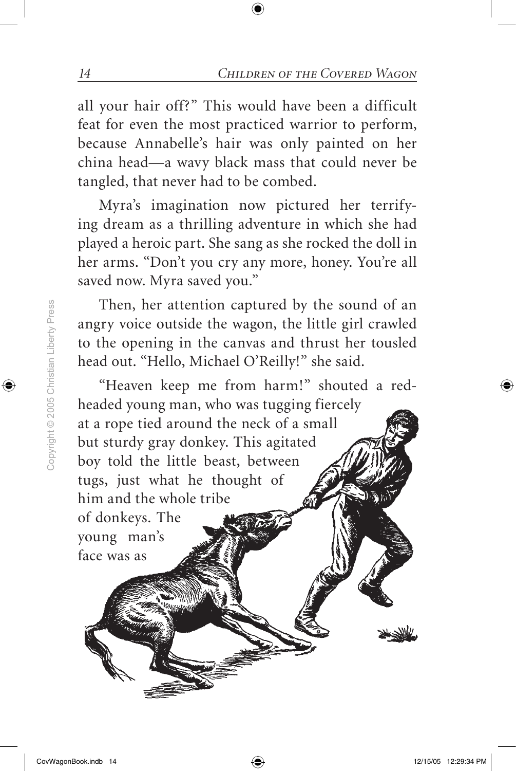all your hair off?" This would have been a difficult feat for even the most practiced warrior to perform, because Annabelle's hair was only painted on her china head—a wavy black mass that could never be tangled, that never had to be combed.

Myra's imagination now pictured her terrifying dream as a thrilling adventure in which she had played a heroic part. She sang as she rocked the doll in her arms. "Don't you cry any more, honey. You're all saved now. Myra saved you."

Then, her attention captured by the sound of an angry voice outside the wagon, the little girl crawled to the opening in the canvas and thrust her tousled head out. "Hello, Michael O'Reilly!" she said.

"Heaven keep me from harm!" shouted a red-headed young man, who was tugging fiercely at a rope tied around the neck of a small but sturdy gray donkey. This agitated boy told the little beast, between tugs, just what he thought of him and the whole tribe of donkeys. The young man's face was as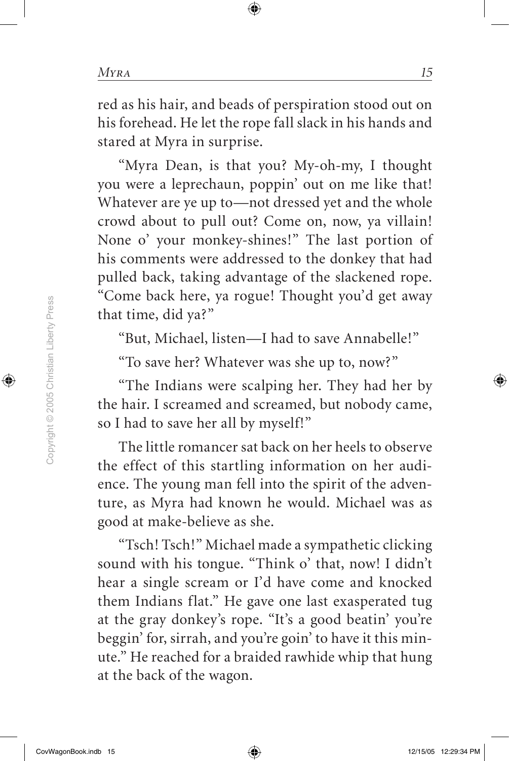red as his hair, and beads of perspiration stood out on his forehead. He let the rope fall slack in his hands and stared at Myra in surprise.

"Myra Dean, is that you? My-oh-my, I thought you were a leprechaun, poppin' out on me like that! Whatever are ye up to—not dressed yet and the whole crowd about to pull out? Come on, now, ya villain! None o' your monkey-shines!" The last portion of his comments were addressed to the donkey that had pulled back, taking advantage of the slackened rope. "Come back here, ya rogue! Thought you'd get away that time, did ya?"

"But, Michael, listen—I had to save Annabelle!"

"To save her? Whatever was she up to, now?"

"The Indians were scalping her. They had her by the hair. I screamed and screamed, but nobody came, so I had to save her all by myself!"

The little romancer sat back on her heels to observe the effect of this startling information on her audience. The young man fell into the spirit of the adventure, as Myra had known he would. Michael was as good at make-believe as she.

"Tsch! Tsch!" Michael made a sympathetic clicking sound with his tongue. "Think o' that, now! I didn't hear a single scream or I'd have come and knocked them Indians flat." He gave one last exasperated tug at the gray donkey's rope. "It's a good beatin' you're beggin' for, sirrah, and you're goin' to have it this minute." He reached for a braided rawhide whip that hung at the back of the wagon.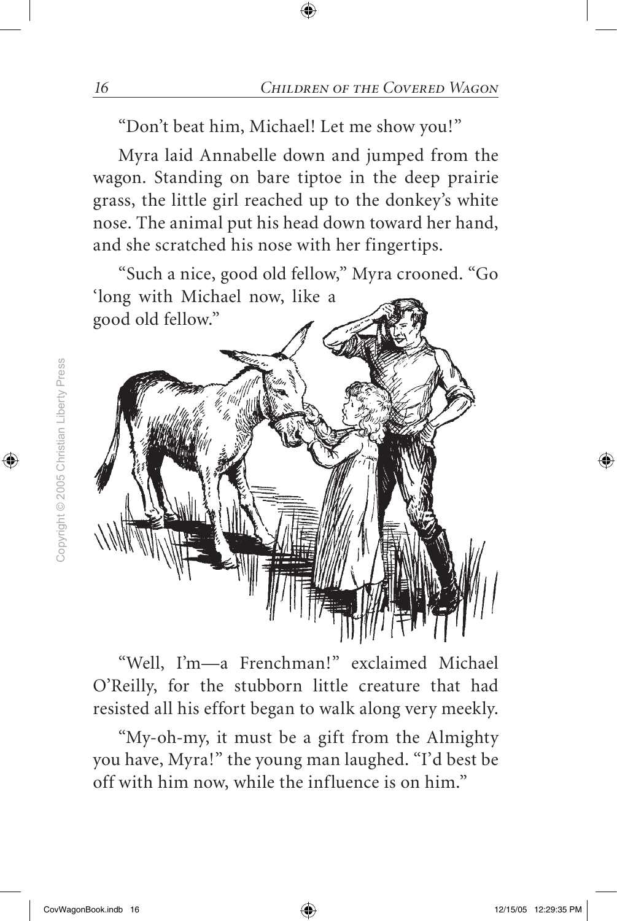"Don't beat him, Michael! Let me show you!"

Myra laid Annabelle down and jumped from the wagon. Standing on bare tiptoe in the deep prairie grass, the little girl reached up to the donkey's white nose. The animal put his head down toward her hand, and she scratched his nose with her fingertips.

"Such a nice, good old fellow," Myra crooned. "Go 'long with Michael now, like a good old fellow."

"Well, I'm—a Frenchman!" exclaimed Michael O'Reilly, for the stubborn little creature that had resisted all his effort began to walk along very meekly.

"My-oh-my, it must be a gift from the Almighty you have, Myra!" the young man laughed. "I'd best be off with him now, while the influence is on him."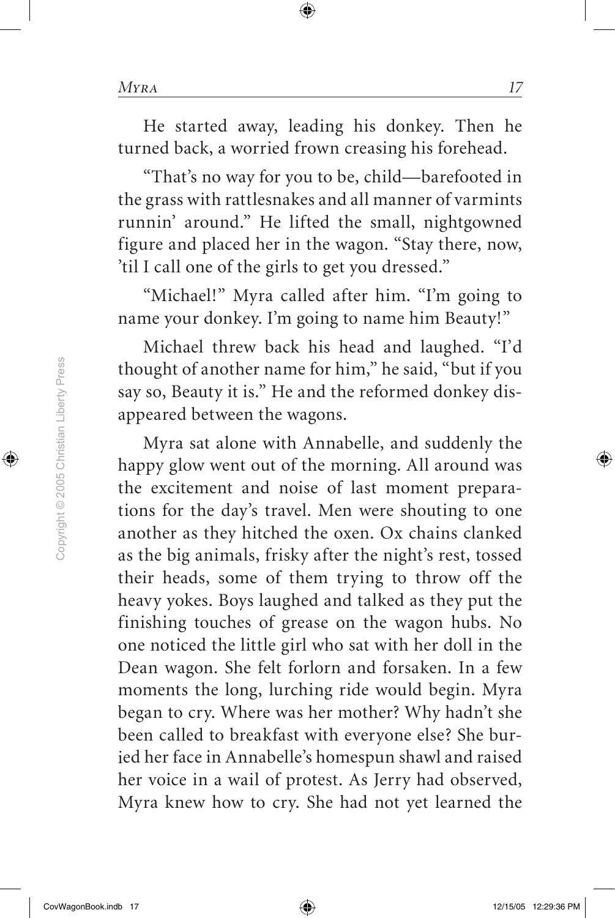He started away, leading his donkey. Then he turned back, a worried frown creasing his forehead.

"That's no way for you to be, child—barefooted in the grass with rattlesnakes and all manner of varmints runnin' around." He lifted the small, nightgowned figure and placed her in the wagon. "Stay there, now, 'til I call one of the girls to get you dressed."

"Michael!" Myra called after him. "I'm going to name your donkey. I'm going to name him Beauty!"

Michael threw back his head and laughed. "I'd thought of another name for him," he said, "but if you say so, Beauty it is." He and the reformed donkey disappeared between the wagons.

Myra sat alone with Annabelle, and suddenly the happy glow went out of the morning. All around was the excitement and noise of last moment preparations for the day's travel. Men were shouting to one another as they hitched the oxen. Ox chains clanked as the big animals, frisky after the night's rest, tossed their heads, some of them trying to throw off the heavy yokes. Boys laughed and talked as they put the finishing touches of grease on the wagon hubs. No one noticed the little girl who sat with her doll in the Dean wagon. She felt forlorn and forsaken. In a few moments the long, lurching ride would begin. Myra began to cry. Where was her mother? Why hadn't she been called to breakfast with everyone else? She buried her face in Annabelle's homespun shawl and raised her voice in a wail of protest. As Jerry had observed, Myra knew how to cry. She had not yet learned the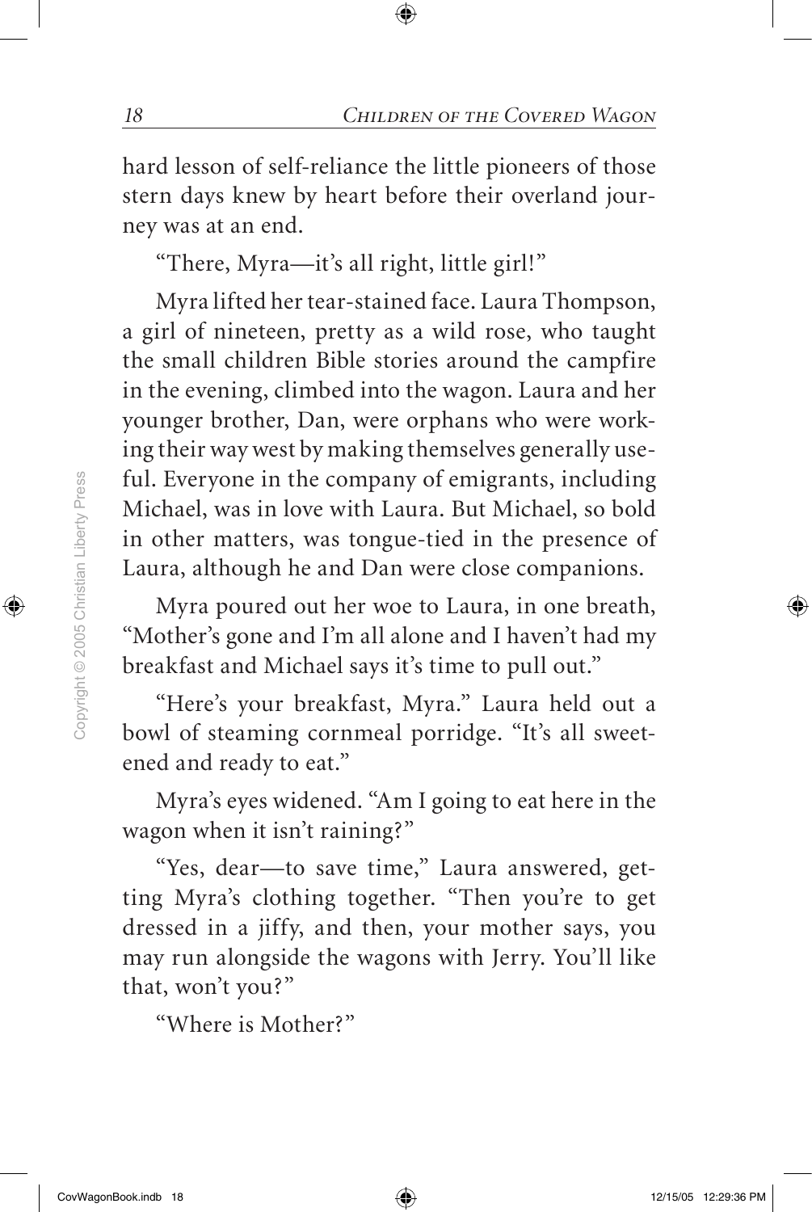hard lesson of self-reliance the little pioneers of those stern days knew by heart before their overland journey was at an end.

"There, Myra—it's all right, little girl!"

Myra lifted her tear-stained face. Laura Thompson, a girl of nineteen, pretty as a wild rose, who taught the small children Bible stories around the campfire in the evening, climbed into the wagon. Laura and her younger brother, Dan, were orphans who were working their way west by making themselves generally useful. Everyone in the company of emigrants, including Michael, was in love with Laura. But Michael, so bold in other matters, was tongue-tied in the presence of Laura, although he and Dan were close companions.

Myra poured out her woe to Laura, in one breath, "Mother's gone and I'm all alone and I haven't had my breakfast and Michael says it's time to pull out."

"Here's your breakfast, Myra." Laura held out a bowl of steaming cornmeal porridge. "It's all sweetened and ready to eat."

Myra's eyes widened. "Am I going to eat here in the wagon when it isn't raining?"

"Yes, dear—to save time," Laura answered, getting Myra's clothing together. "Then you're to get dressed in a jiffy, and then, your mother says, you may run alongside the wagons with Jerry. You'll like that, won't you?"

"Where is Mother?"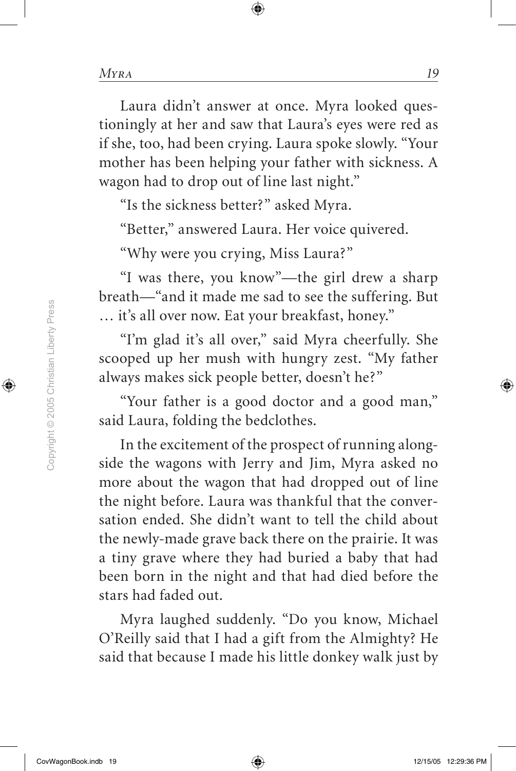Laura didn't answer at once. Myra looked questioningly at her and saw that Laura's eyes were red as if she, too, had been crying. Laura spoke slowly. "Your mother has been helping your father with sickness. A wagon had to drop out of line last night."

"Is the sickness better?" asked Myra.

"Better," answered Laura. Her voice quivered.

"Why were you crying, Miss Laura?"

"I was there, you know"—the girl drew a sharp breath—"and it made me sad to see the suffering. But … it's all over now. Eat your breakfast, honey."

"I'm glad it's all over," said Myra cheerfully. She scooped up her mush with hungry zest. "My father always makes sick people better, doesn't he?"

"Your father is a good doctor and a good man," said Laura, folding the bedclothes.

In the excitement of the prospect of running alongside the wagons with Jerry and Jim, Myra asked no more about the wagon that had dropped out of line the night before. Laura was thankful that the conversation ended. She didn't want to tell the child about the newly-made grave back there on the prairie. It was a tiny grave where they had buried a baby that had been born in the night and that had died before the stars had faded out.

Myra laughed suddenly. "Do you know, Michael O'Reilly said that I had a gift from the Almighty? He said that because I made his little donkey walk just by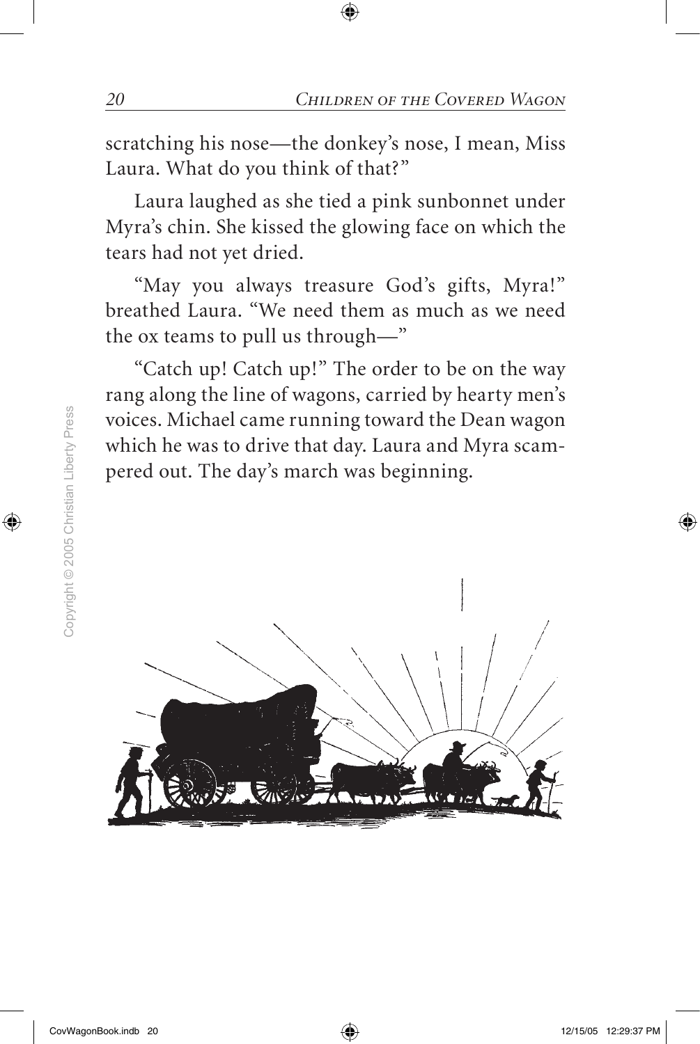scratching his nose—the donkey's nose, I mean, Miss Laura. What do you think of that?"

Laura laughed as she tied a pink sunbonnet under Myra's chin. She kissed the glowing face on which the tears had not yet dried.

"May you always treasure God's gifts, Myra!" breathed Laura. "We need them as much as we need the ox teams to pull us through—"

"Catch up! Catch up!" The order to be on the way rang along the line of wagons, carried by hearty men's voices. Michael came running toward the Dean wagon which he was to drive that day. Laura and Myra scampered out. The day's march was beginning.